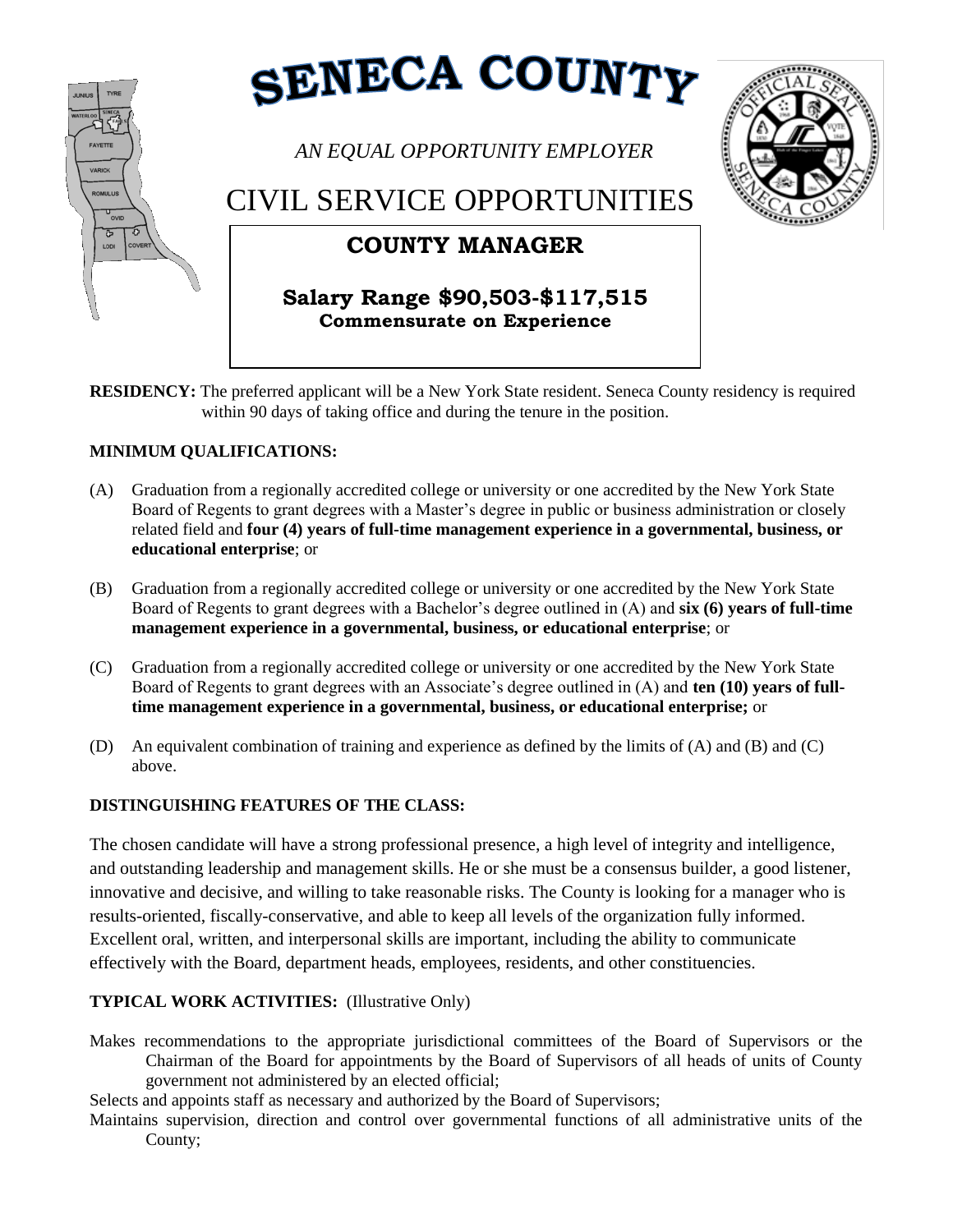# SENECA COUNTY

*AN EQUAL OPPORTUNITY EMPLOYER*

# CIVIL SERVICE OPPORTUNITIES

## COUNTY MANAGER

**Salary Range $90,503-$117,515**
**Commensurate on Experience**

**RESIDENCY:** The preferred applicant will be a New York State resident. Seneca County residency is required within 90 days of taking office and during the tenure in the position.

**MINIMUM QUALIFICATIONS:**

(A) Graduation from a regionally accredited college or university or one accredited by the New York State Board of Regents to grant degrees with a Master's degree in public or business administration or closely related field and **four (4) years of full-time management experience in a governmental, business, or educational enterprise**; or

(B) Graduation from a regionally accredited college or university or one accredited by the New York State Board of Regents to grant degrees with a Bachelor's degree outlined in (A) and **six (6) years of full-time management experience in a governmental, business, or educational enterprise**; or

(C) Graduation from a regionally accredited college or university or one accredited by the New York State Board of Regents to grant degrees with an Associate's degree outlined in (A) and **ten (10) years of full-time management experience in a governmental, business, or educational enterprise;** or

(D) An equivalent combination of training and experience as defined by the limits of (A) and (B) and (C) above.

**DISTINGUISHING FEATURES OF THE CLASS:**

The chosen candidate will have a strong professional presence, a high level of integrity and intelligence, and outstanding leadership and management skills. He or she must be a consensus builder, a good listener, innovative and decisive, and willing to take reasonable risks. The County is looking for a manager who is results-oriented, fiscally-conservative, and able to keep all levels of the organization fully informed. Excellent oral, written, and interpersonal skills are important, including the ability to communicate effectively with the Board, department heads, employees, residents, and other constituencies.

**TYPICAL WORK ACTIVITIES:** (Illustrative Only)

Makes recommendations to the appropriate jurisdictional committees of the Board of Supervisors or the Chairman of the Board for appointments by the Board of Supervisors of all heads of units of County government not administered by an elected official;

Selects and appoints staff as necessary and authorized by the Board of Supervisors;

Maintains supervision, direction and control over governmental functions of all administrative units of the County;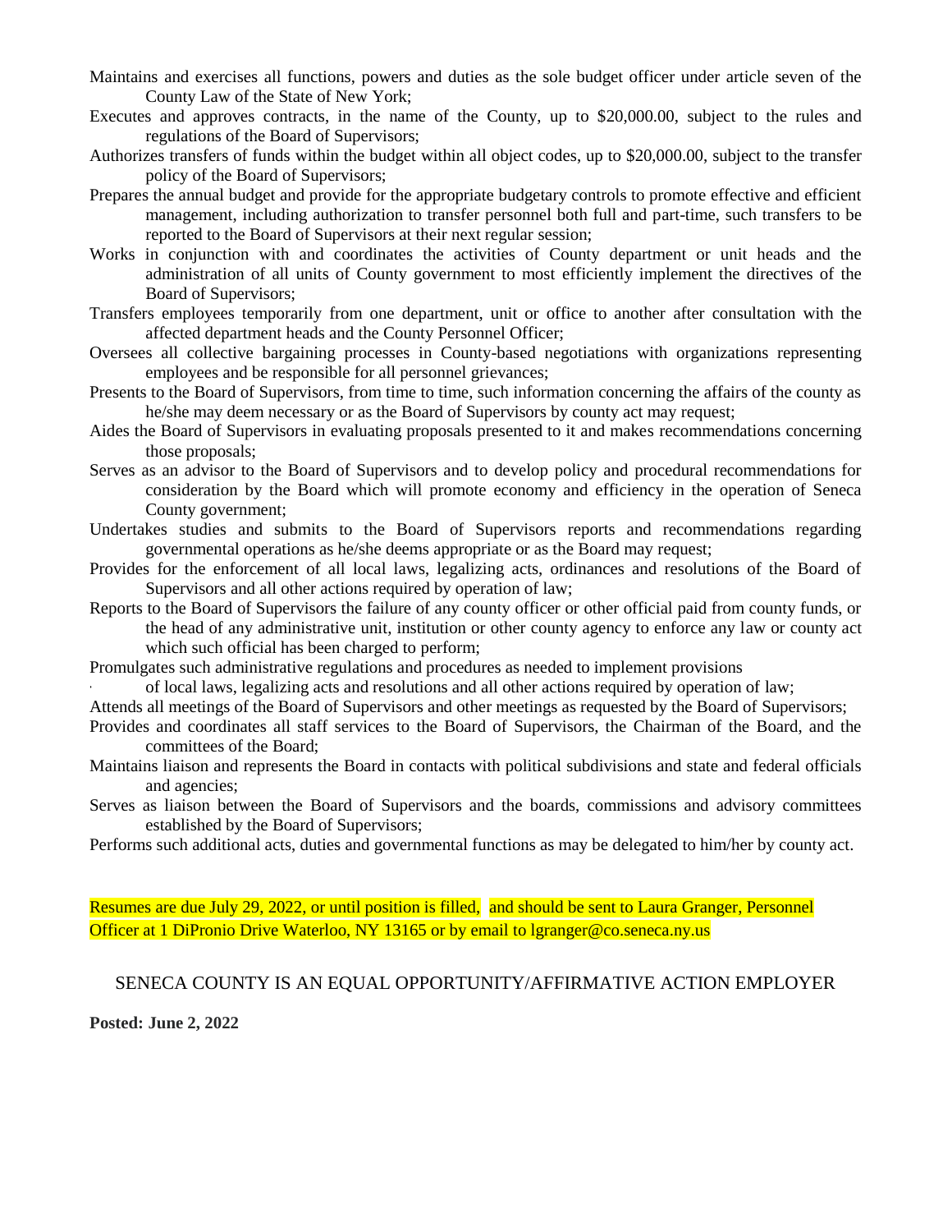Maintains and exercises all functions, powers and duties as the sole budget officer under article seven of the County Law of the State of New York;

Executes and approves contracts, in the name of the County, up to $20,000.00, subject to the rules and regulations of the Board of Supervisors;

Authorizes transfers of funds within the budget within all object codes, up to $20,000.00, subject to the transfer policy of the Board of Supervisors;

Prepares the annual budget and provide for the appropriate budgetary controls to promote effective and efficient management, including authorization to transfer personnel both full and part-time, such transfers to be reported to the Board of Supervisors at their next regular session;

Works in conjunction with and coordinates the activities of County department or unit heads and the administration of all units of County government to most efficiently implement the directives of the Board of Supervisors;

Transfers employees temporarily from one department, unit or office to another after consultation with the affected department heads and the County Personnel Officer;

Oversees all collective bargaining processes in County-based negotiations with organizations representing employees and be responsible for all personnel grievances;

Presents to the Board of Supervisors, from time to time, such information concerning the affairs of the county as he/she may deem necessary or as the Board of Supervisors by county act may request;

Aides the Board of Supervisors in evaluating proposals presented to it and makes recommendations concerning those proposals;

Serves as an advisor to the Board of Supervisors and to develop policy and procedural recommendations for consideration by the Board which will promote economy and efficiency in the operation of Seneca County government;

Undertakes studies and submits to the Board of Supervisors reports and recommendations regarding governmental operations as he/she deems appropriate or as the Board may request;

Provides for the enforcement of all local laws, legalizing acts, ordinances and resolutions of the Board of Supervisors and all other actions required by operation of law;

Reports to the Board of Supervisors the failure of any county officer or other official paid from county funds, or the head of any administrative unit, institution or other county agency to enforce any law or county act which such official has been charged to perform;

Promulgates such administrative regulations and procedures as needed to implement provisions of local laws, legalizing acts and resolutions and all other actions required by operation of law;

Attends all meetings of the Board of Supervisors and other meetings as requested by the Board of Supervisors;

Provides and coordinates all staff services to the Board of Supervisors, the Chairman of the Board, and the committees of the Board;

Maintains liaison and represents the Board in contacts with political subdivisions and state and federal officials and agencies;

Serves as liaison between the Board of Supervisors and the boards, commissions and advisory committees established by the Board of Supervisors;

Performs such additional acts, duties and governmental functions as may be delegated to him/her by county act.

Resumes are due July 29, 2022, or until position is filled, and should be sent to Laura Granger, Personnel Officer at 1 DiPronio Drive Waterloo, NY 13165 or by email to lgranger@co.seneca.ny.us

SENECA COUNTY IS AN EQUAL OPPORTUNITY/AFFIRMATIVE ACTION EMPLOYER

**Posted: June 2, 2022**